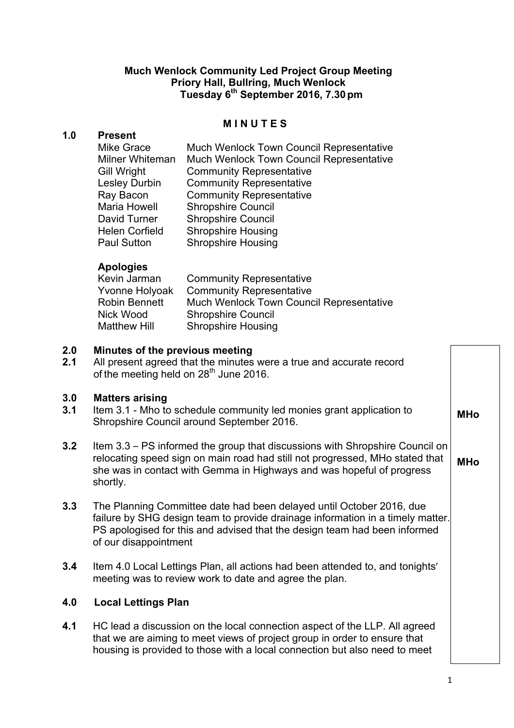**Much Wenlock Community Led Project Group Meeting**
**Priory Hall, Bullring, Much Wenlock**
**Tuesday 6th September 2016, 7.30 pm**

# M I N U T E S

## 1.0 Present

| | |
|---|---|
| Mike Grace | Much Wenlock Town Council Representative |
| Milner Whiteman | Much Wenlock Town Council Representative |
| Gill Wright | Community Representative |
| Lesley Durbin | Community Representative |
| Ray Bacon | Community Representative |
| Maria Howell | Shropshire Council |
| David Turner | Shropshire Council |
| Helen Corfield | Shropshire Housing |
| Paul Sutton | Shropshire Housing |

**Apologies**

| | |
|---|---|
| Kevin Jarman | Community Representative |
| Yvonne Holyoak | Community Representative |
| Robin Bennett | Much Wenlock Town Council Representative |
| Nick Wood | Shropshire Council |
| Matthew Hill | Shropshire Housing |

## 2.0 Minutes of the previous meeting

**2.1** All present agreed that the minutes were a true and accurate record of the meeting held on 28th June 2016.

## 3.0 Matters arising

**3.1** Item 3.1 - Mho to schedule community led monies grant application to Shropshire Council around September 2016. **MHo**

**3.2** Item 3.3 – PS informed the group that discussions with Shropshire Council on relocating speed sign on main road had still not progressed, MHo stated that she was in contact with Gemma in Highways and was hopeful of progress shortly. **MHo**

**3.3** The Planning Committee date had been delayed until October 2016, due failure by SHG design team to provide drainage information in a timely matter. PS apologised for this and advised that the design team had been informed of our disappointment

**3.4** Item 4.0 Local Lettings Plan, all actions had been attended to, and tonights' meeting was to review work to date and agree the plan.

## 4.0 Local Lettings Plan

**4.1** HC lead a discussion on the local connection aspect of the LLP. All agreed that we are aiming to meet views of project group in order to ensure that housing is provided to those with a local connection but also need to meet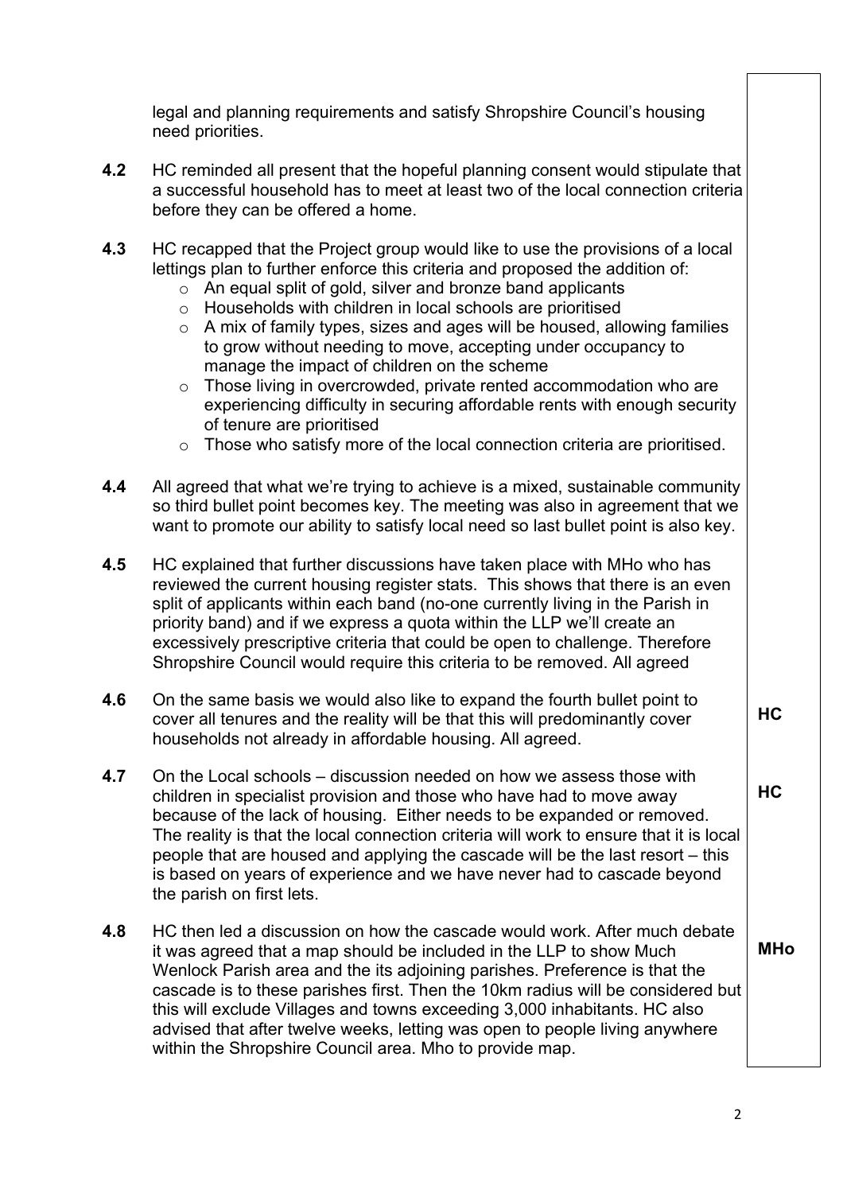legal and planning requirements and satisfy Shropshire Council's housing need priorities.

| | | |
|---|---|---|
| **4.2** | HC reminded all present that the hopeful planning consent would stipulate that a successful household has to meet at least two of the local connection criteria before they can be offered a home. | |
| **4.3** | HC recapped that the Project group would like to use the provisions of a local lettings plan to further enforce this criteria and proposed the addition of:<br>o An equal split of gold, silver and bronze band applicants<br>o Households with children in local schools are prioritised<br>o A mix of family types, sizes and ages will be housed, allowing families to grow without needing to move, accepting under occupancy to manage the impact of children on the scheme<br>o Those living in overcrowded, private rented accommodation who are experiencing difficulty in securing affordable rents with enough security of tenure are prioritised<br>o Those who satisfy more of the local connection criteria are prioritised. | |
| **4.4** | All agreed that what we're trying to achieve is a mixed, sustainable community so third bullet point becomes key. The meeting was also in agreement that we want to promote our ability to satisfy local need so last bullet point is also key. | |
| **4.5** | HC explained that further discussions have taken place with MHo who has reviewed the current housing register stats. This shows that there is an even split of applicants within each band (no-one currently living in the Parish in priority band) and if we express a quota within the LLP we'll create an excessively prescriptive criteria that could be open to challenge. Therefore Shropshire Council would require this criteria to be removed. All agreed | |
| **4.6** | On the same basis we would also like to expand the fourth bullet point to cover all tenures and the reality will be that this will predominantly cover households not already in affordable housing. All agreed. | **HC** |
| **4.7** | On the Local schools – discussion needed on how we assess those with children in specialist provision and those who have had to move away because of the lack of housing. Either needs to be expanded or removed. The reality is that the local connection criteria will work to ensure that it is local people that are housed and applying the cascade will be the last resort – this is based on years of experience and we have never had to cascade beyond the parish on first lets. | **HC** |
| **4.8** | HC then led a discussion on how the cascade would work. After much debate it was agreed that a map should be included in the LLP to show Much Wenlock Parish area and the its adjoining parishes. Preference is that the cascade is to these parishes first. Then the 10km radius will be considered but this will exclude Villages and towns exceeding 3,000 inhabitants. HC also advised that after twelve weeks, letting was open to people living anywhere within the Shropshire Council area. Mho to provide map. | **MHo** |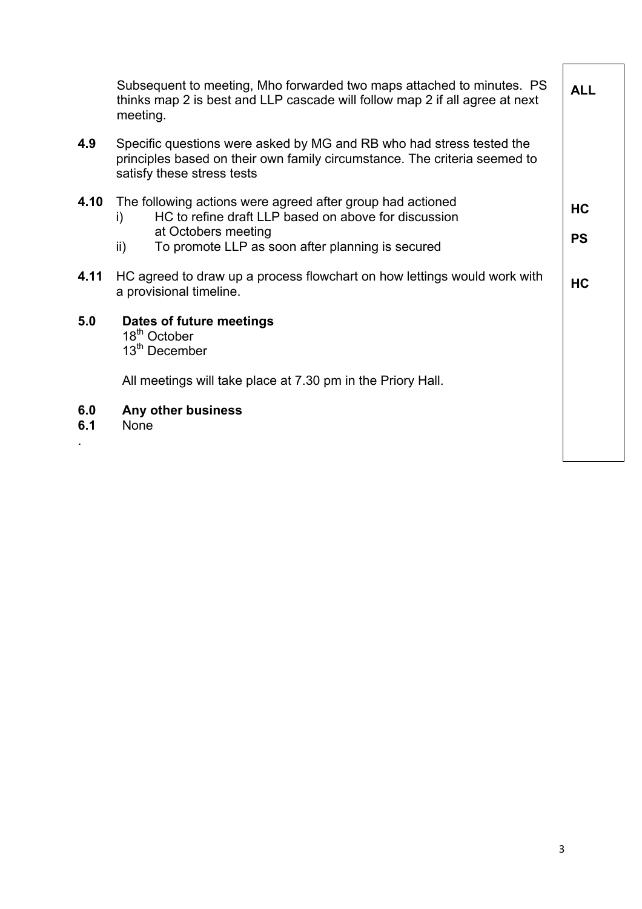| | | |
|---|---|---|
| | Subsequent to meeting, Mho forwarded two maps attached to minutes. PS thinks map 2 is best and LLP cascade will follow map 2 if all agree at next meeting. | **ALL** |
| **4.9** | Specific questions were asked by MG and RB who had stress tested the principles based on their own family circumstance. The criteria seemed to satisfy these stress tests | |
| **4.10** | The following actions were agreed after group had actioned<br>i) HC to refine draft LLP based on above for discussion at Octobers meeting<br>ii) To promote LLP as soon after planning is secured | **HC**<br>**PS** |
| **4.11** | HC agreed to draw up a process flowchart on how lettings would work with a provisional timeline. | **HC** |
| **5.0** | **Dates of future meetings**<br>18th October<br>13th December<br><br>All meetings will take place at 7.30 pm in the Priory Hall. | |
| **6.0** | **Any other business** | |
| **6.1** | None | |

.